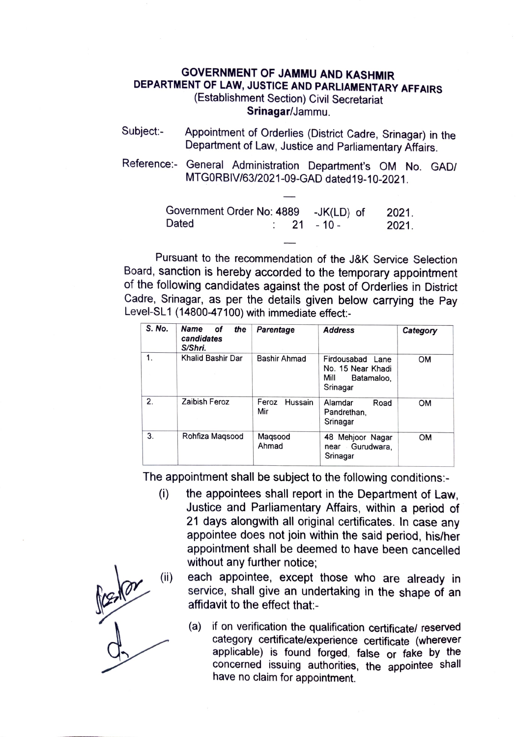# GOVERNMENT OF JAMMU AND KASHMIR
## DEPARTMENT OF LAW, JUSTICE AND PARLIAMENTARY AFFAIRS
(Establishment Section) Civil Secretariat
**Srinagar**/Jammu.

Subject:- Appointment of Orderlies (District Cadre, Srinagar) in the Department of Law, Justice and Parliamentary Affairs.

Reference:- General Administration Department's OM No. GAD/ MTG0RBIV/63/2021-09-GAD dated19-10-2021.

—

Government Order No: 4889 -JK(LD) of 2021.
Dated : 21 - 10 - 2021.

—

Pursuant to the recommendation of the J&K Service Selection Board, sanction is hereby accorded to the temporary appointment of the following candidates against the post of Orderlies in District Cadre, Srinagar, as per the details given below carrying the Pay Level-SL1 (14800-47100) with immediate effect:-

| *S. No.* | *Name of the candidates S/Shri.* | *Parentage* | *Address* | *Category* |
|---|---|---|---|---|
| 1. | Khalid Bashir Dar | Bashir Ahmad | Firdousabad Lane No. 15 Near Khadi Mill Batamaloo, Srinagar | OM |
| 2. | Zaibish Feroz | Feroz Hussain Mir | Alamdar Road Pandrethan, Srinagar | OM |
| 3. | Rohfiza Maqsood | Maqsood Ahmad | 48 Mehjoor Nagar near Gurudwara, Srinagar | OM |

The appointment shall be subject to the following conditions:-

(i) the appointees shall report in the Department of Law, Justice and Parliamentary Affairs, within a period of 21 days alongwith all original certificates. In case any appointee does not join within the said period, his/her appointment shall be deemed to have been cancelled without any further notice;

(ii) each appointee, except those who are already in service, shall give an undertaking in the shape of an affidavit to the effect that:-

(a) if on verification the qualification certificate/ reserved category certificate/experience certificate (wherever applicable) is found forged, false or fake by the concerned issuing authorities, the appointee shall have no claim for appointment.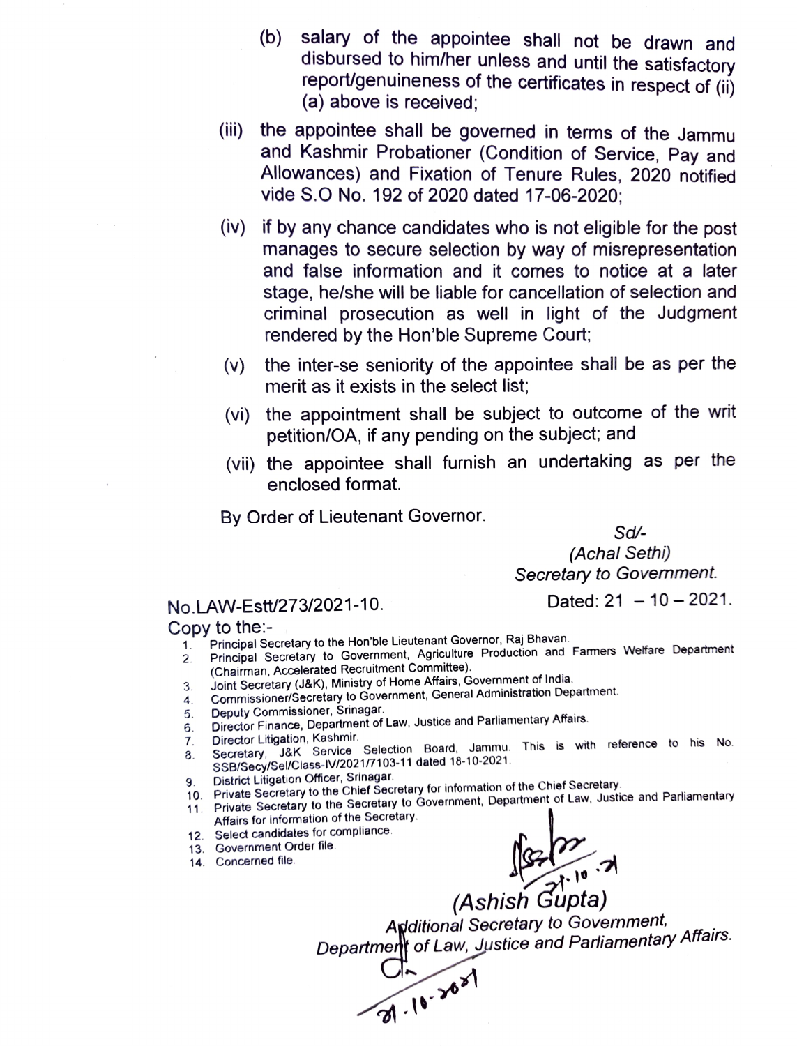(b) salary of the appointee shall not be drawn and disbursed to him/her unless and until the satisfactory report/genuineness of the certificates in respect of (ii) (a) above is received;

(iii) the appointee shall be governed in terms of the Jammu and Kashmir Probationer (Condition of Service, Pay and Allowances) and Fixation of Tenure Rules, 2020 notified vide S.O No. 192 of 2020 dated 17-06-2020;

(iv) if by any chance candidates who is not eligible for the post manages to secure selection by way of misrepresentation and false information and it comes to notice at a later stage, he/she will be liable for cancellation of selection and criminal prosecution as well in light of the Judgment rendered by the Hon'ble Supreme Court;

(v) the inter-se seniority of the appointee shall be as per the merit as it exists in the select list;

(vi) the appointment shall be subject to outcome of the writ petition/OA, if any pending on the subject; and

(vii) the appointee shall furnish an undertaking as per the enclosed format.

By Order of Lieutenant Governor.

Sd/-
*(Achal Sethi)*
*Secretary to Government.*

No.LAW-Estt/273/2021-10. Dated: 21 – 10 – 2021.

Copy to the:-

1. Principal Secretary to the Hon'ble Lieutenant Governor, Raj Bhavan.
2. Principal Secretary to Government, Agriculture Production and Farmers Welfare Department (Chairman, Accelerated Recruitment Committee).
3. Joint Secretary (J&K), Ministry of Home Affairs, Government of India.
4. Commissioner/Secretary to Government, General Administration Department.
5. Deputy Commissioner, Srinagar.
6. Director Finance, Department of Law, Justice and Parliamentary Affairs.
7. Director Litigation, Kashmir.
8. Secretary, J&K Service Selection Board, Jammu. This is with reference to his No. SSB/Secy/Sel/Class-IV/2021/7103-11 dated 18-10-2021.
9. District Litigation Officer, Srinagar.
10. Private Secretary to the Chief Secretary for information of the Chief Secretary.
11. Private Secretary to the Secretary to Government, Department of Law, Justice and Parliamentary Affairs for information of the Secretary.
12. Select candidates for compliance.
13. Government Order file.
14. Concerned file.

21.10.21

*(Ashish Gupta)*
*Additional Secretary to Government,*
*Department of Law, Justice and Parliamentary Affairs.*

21.10.2021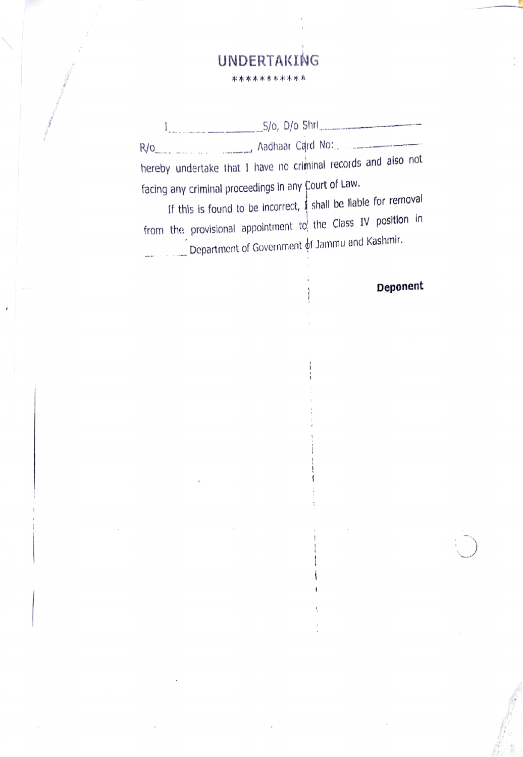# UNDERTAKING

**********

I_________________S/o, D/o Shri_____________________
R/o_______________, Aadhaar Card No:_______________
hereby undertake that I have no criminal records and also not facing any criminal proceedings in any Court of Law.

If this is found to be incorrect, I shall be liable for removal from the provisional appointment to the Class IV position in _______ Department of Government of Jammu and Kashmir.

**Deponent**